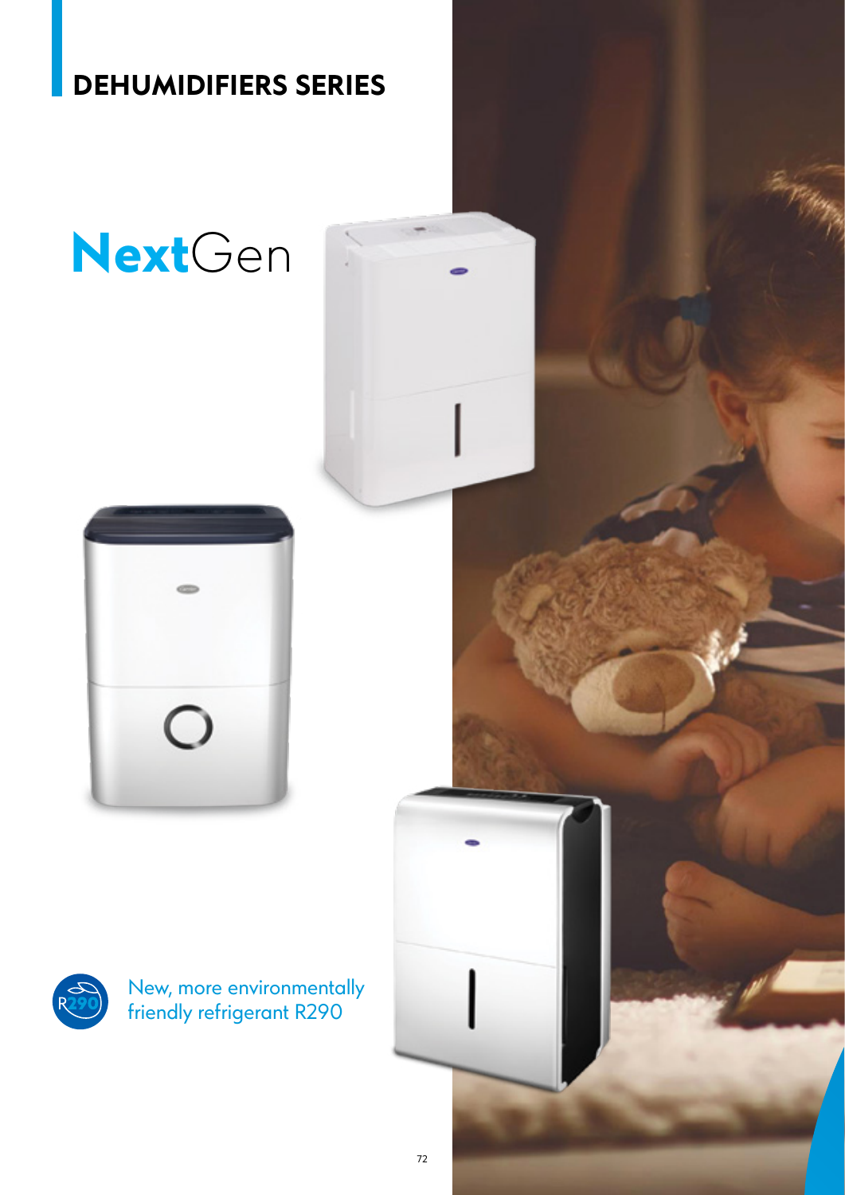# DEHUMIDIFIERS SERIES

## NextGen

New, more environmentally friendly refrigerant R290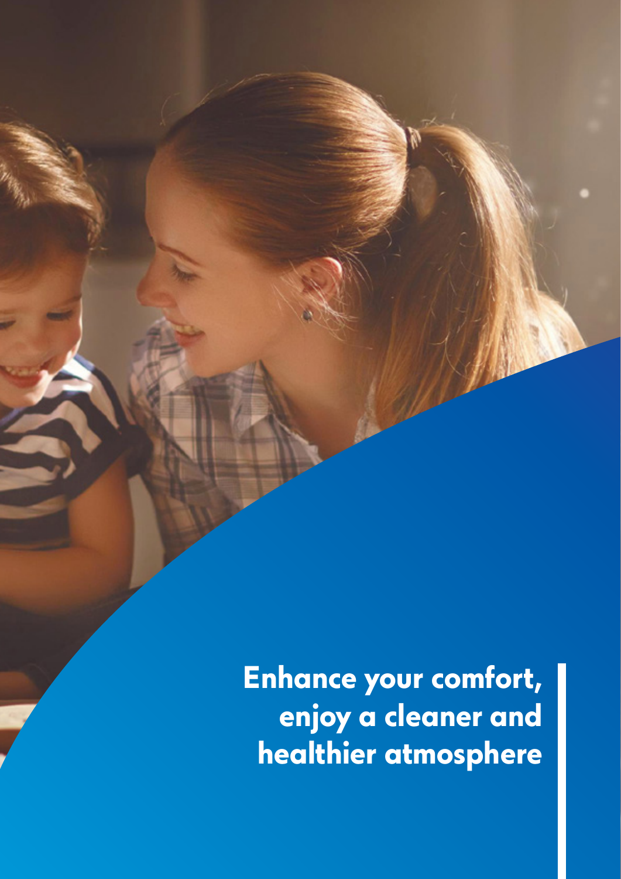**Enhance your comfort, enjoy a cleaner and healthier atmosphere**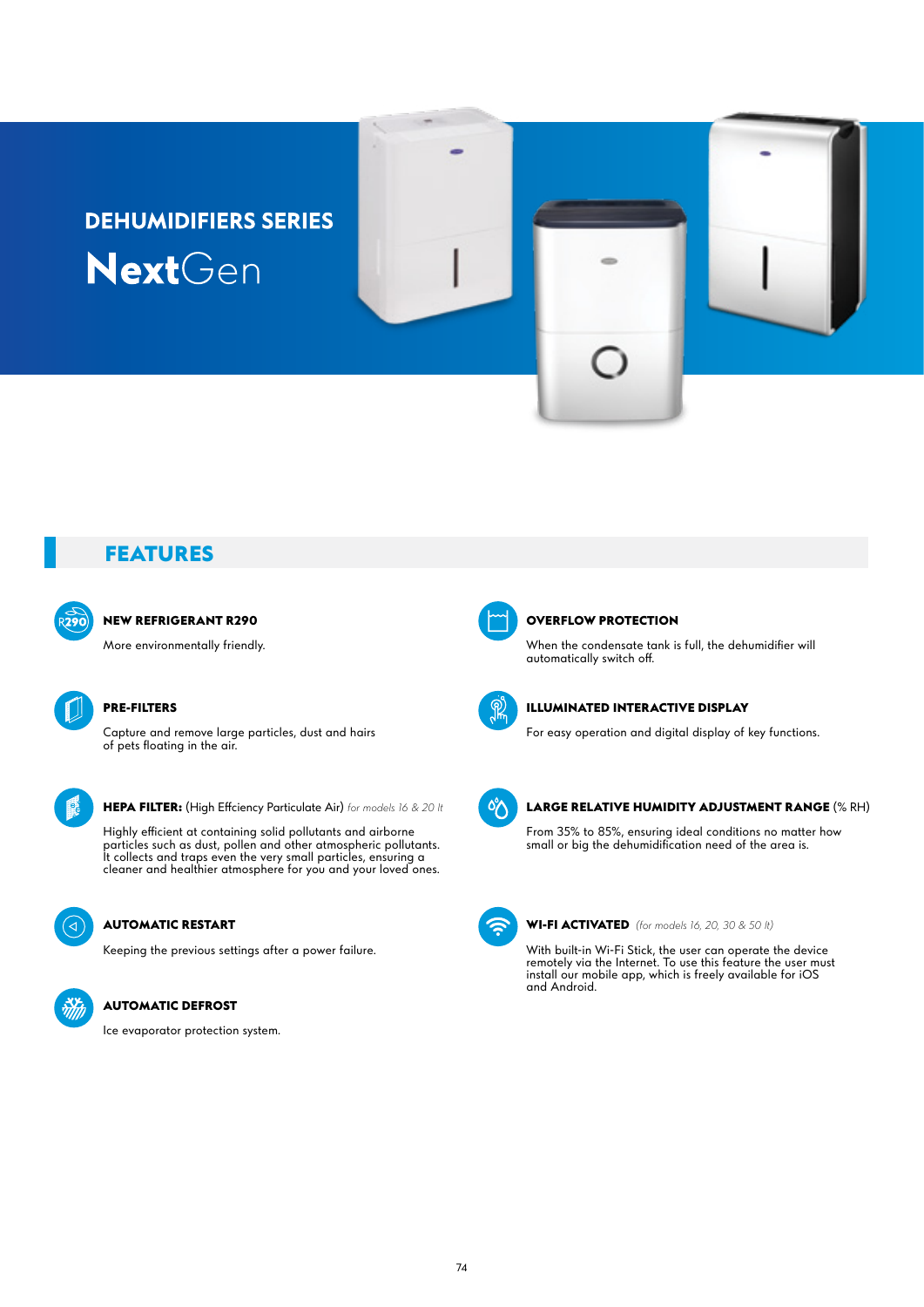## DEHUMIDIFIERS SERIES

# NextGen

## FEATURES

**NEW REFRIGERANT R290**

More environmentally friendly.

**PRE-FILTERS**

Capture and remove large particles, dust and hairs of pets floating in the air.

**HEPA FILTER:** (High Effciency Particulate Air) *for models 16 & 20 lt*

Highly efficient at containing solid pollutants and airborne particles such as dust, pollen and other atmospheric pollutants. It collects and traps even the very small particles, ensuring a cleaner and healthier atmosphere for you and your loved ones.

**AUTOMATIC RESTART**

Keeping the previous settings after a power failure.

**AUTOMATIC DEFROST**

Ice evaporator protection system.

**OVERFLOW PROTECTION**

When the condensate tank is full, the dehumidifier will automatically switch off.

**ILLUMINATED INTERACTIVE DISPLAY**

For easy operation and digital display of key functions.

**LARGE RELATIVE HUMIDITY ADJUSTMENT RANGE** (% RH)

From 35% to 85%, ensuring ideal conditions no matter how small or big the dehumidification need of the area is.

**WI-FI ACTIVATED** *(for models 16, 20, 30 & 50 lt)*

With built-in Wi-Fi Stick, the user can operate the device remotely via the Internet. To use this feature the user must install our mobile app, which is freely available for iOS and Android.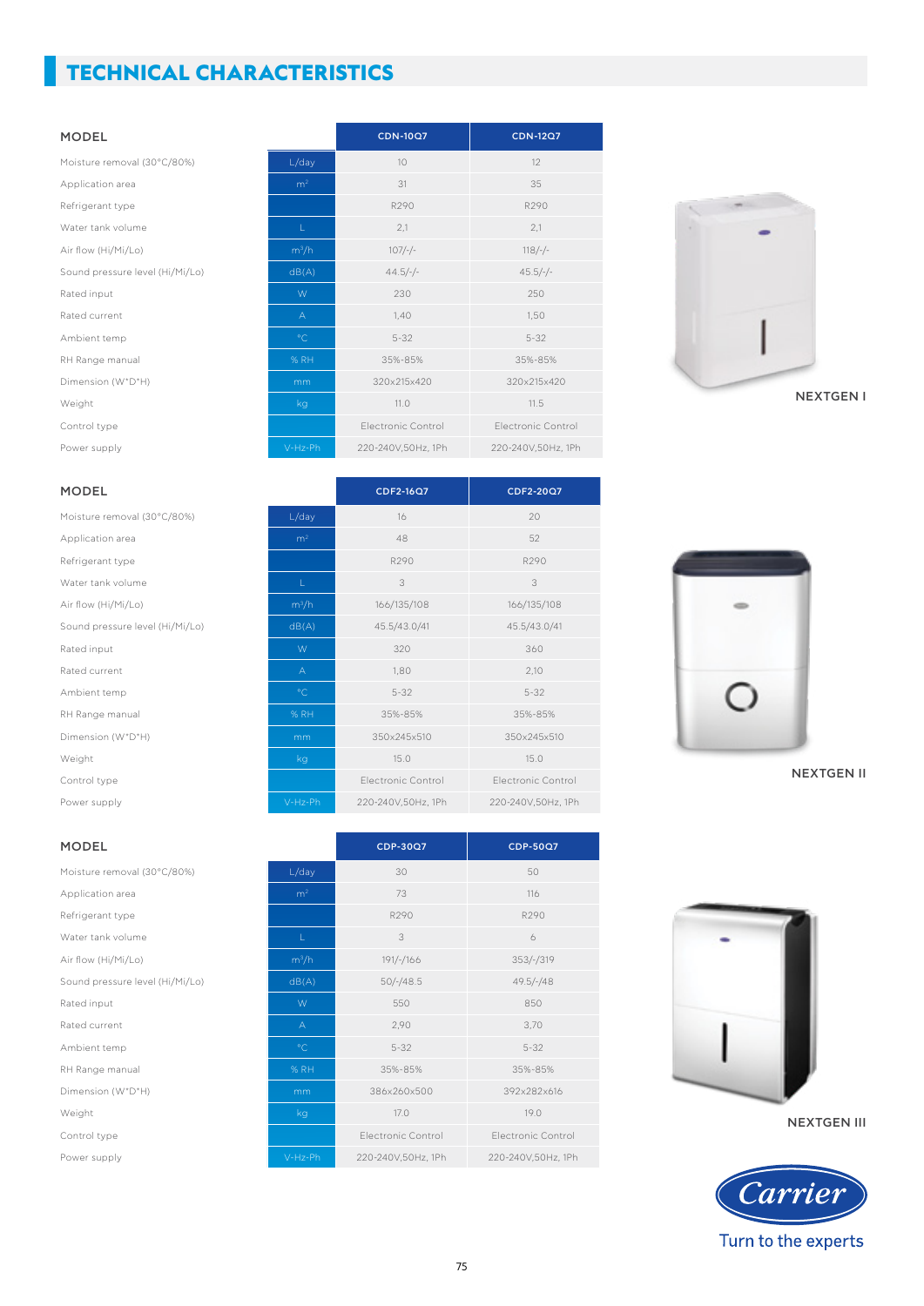# TECHNICAL CHARACTERISTICS

| MODEL | | CDN-10Q7 | CDN-12Q7 |
|---|---|---|---|
| Moisture removal (30°C/80%) | L/day | 10 | 12 |
| Application area | m² | 31 | 35 |
| Refrigerant type | | R290 | R290 |
| Water tank volume | L | 2,1 | 2,1 |
| Air flow (Hi/Mi/Lo) | m³/h | 107/-/- | 118/-/- |
| Sound pressure level (Hi/Mi/Lo) | dB(A) | 44.5/-/- | 45.5/-/- |
| Rated input | W | 230 | 250 |
| Rated current | A | 1,40 | 1,50 |
| Ambient temp | °C | 5-32 | 5-32 |
| RH Range manual | % RH | 35%-85% | 35%-85% |
| Dimension (W*D*H) | mm | 320x215x420 | 320x215x420 |
| Weight | kg | 11.0 | 11.5 |
| Control type | | Electronic Control | Electronic Control |
| Power supply | V-Hz-Ph | 220-240V,50Hz, 1Ph | 220-240V,50Hz, 1Ph |

NEXTGEN I

| MODEL | | CDF2-16Q7 | CDF2-20Q7 |
|---|---|---|---|
| Moisture removal (30°C/80%) | L/day | 16 | 20 |
| Application area | m² | 48 | 52 |
| Refrigerant type | | R290 | R290 |
| Water tank volume | L | 3 | 3 |
| Air flow (Hi/Mi/Lo) | m³/h | 166/135/108 | 166/135/108 |
| Sound pressure level (Hi/Mi/Lo) | dB(A) | 45.5/43.0/41 | 45.5/43.0/41 |
| Rated input | W | 320 | 360 |
| Rated current | A | 1,80 | 2,10 |
| Ambient temp | °C | 5-32 | 5-32 |
| RH Range manual | % RH | 35%-85% | 35%-85% |
| Dimension (W*D*H) | mm | 350x245x510 | 350x245x510 |
| Weight | kg | 15.0 | 15.0 |
| Control type | | Electronic Control | Electronic Control |
| Power supply | V-Hz-Ph | 220-240V,50Hz, 1Ph | 220-240V,50Hz, 1Ph |

NEXTGEN II

| MODEL | | CDP-30Q7 | CDP-50Q7 |
|---|---|---|---|
| Moisture removal (30°C/80%) | L/day | 30 | 50 |
| Application area | m² | 73 | 116 |
| Refrigerant type | | R290 | R290 |
| Water tank volume | L | 3 | 6 |
| Air flow (Hi/Mi/Lo) | m³/h | 191/-/166 | 353/-/319 |
| Sound pressure level (Hi/Mi/Lo) | dB(A) | 50/-/48.5 | 49.5/-/48 |
| Rated input | W | 550 | 850 |
| Rated current | A | 2,90 | 3,70 |
| Ambient temp | °C | 5-32 | 5-32 |
| RH Range manual | % RH | 35%-85% | 35%-85% |
| Dimension (W*D*H) | mm | 386x260x500 | 392x282x616 |
| Weight | kg | 17.0 | 19.0 |
| Control type | | Electronic Control | Electronic Control |
| Power supply | V-Hz-Ph | 220-240V,50Hz, 1Ph | 220-240V,50Hz, 1Ph |

NEXTGEN III

Carrier

Turn to the experts